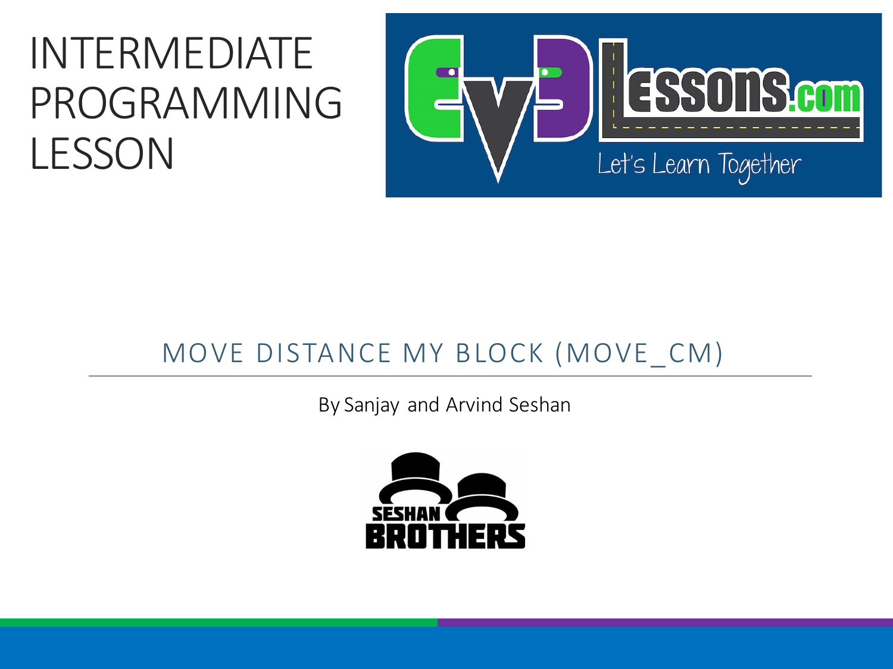# INTERMEDIATE PROGRAMMING LESSON

## MOVE DISTANCE MY BLOCK (MOVE_CM)

By Sanjay and Arvind Seshan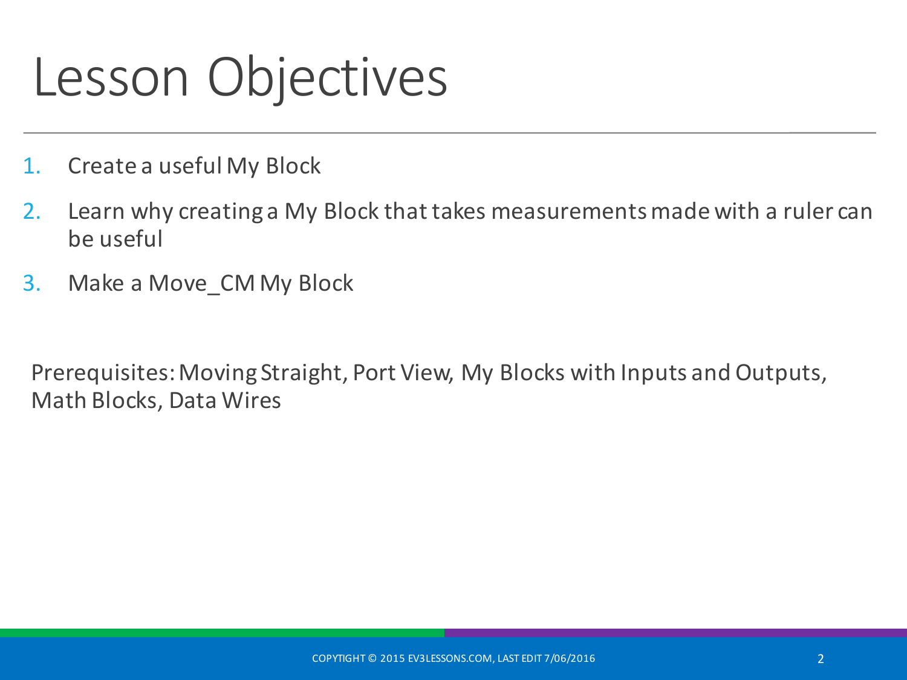# Lesson Objectives

1. Create a useful My Block
2. Learn why creating a My Block that takes measurements made with a ruler can be useful
3. Make a Move_CM My Block

Prerequisites: Moving Straight, Port View, My Blocks with Inputs and Outputs, Math Blocks, Data Wires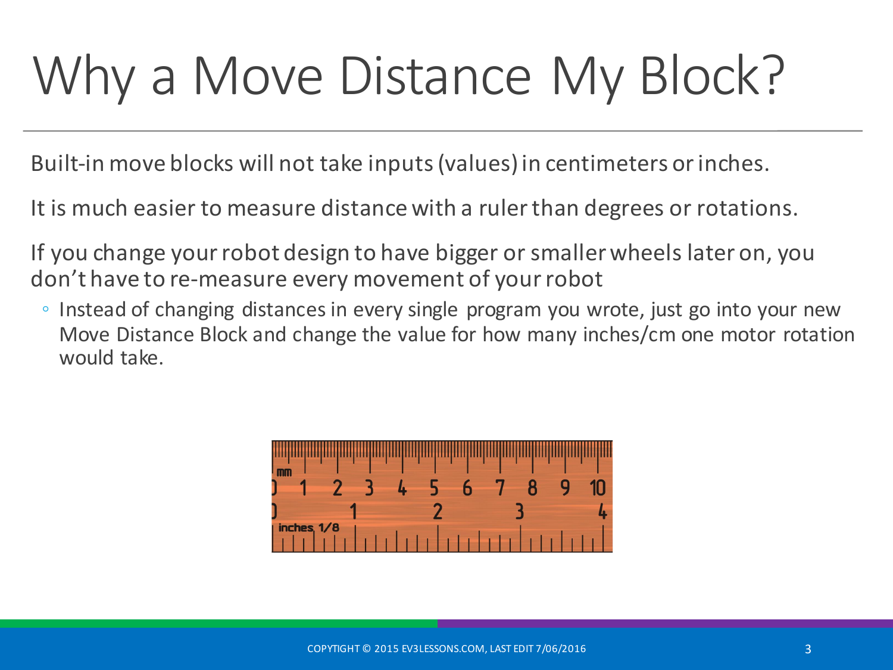# Why a Move Distance My Block?

Built-in move blocks will not take inputs (values) in centimeters or inches.

It is much easier to measure distance with a ruler than degrees or rotations.

If you change your robot design to have bigger or smaller wheels later on, you don't have to re-measure every movement of your robot

- Instead of changing distances in every single program you wrote, just go into your new Move Distance Block and change the value for how many inches/cm one motor rotation would take.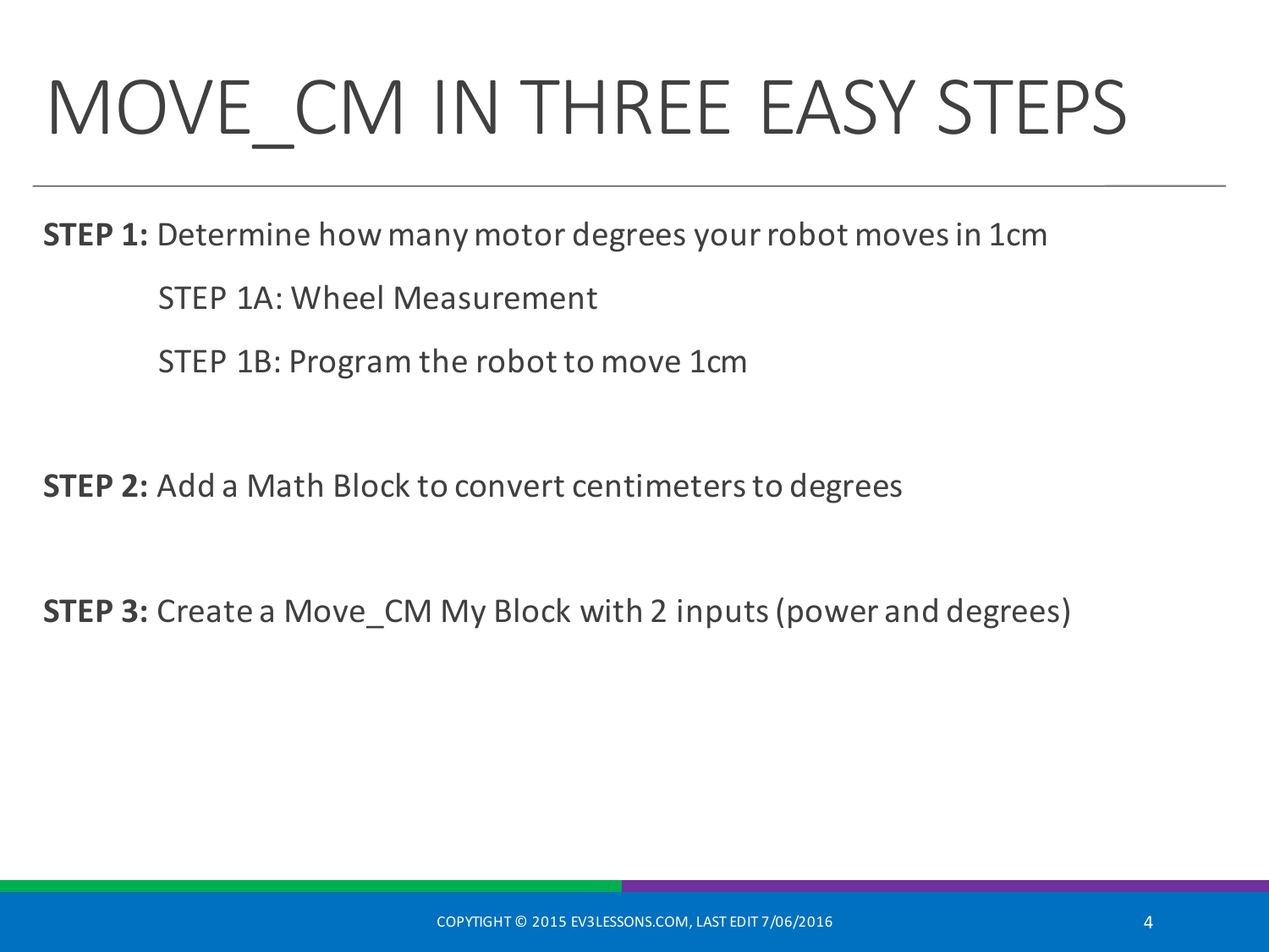# MOVE_CM IN THREE EASY STEPS

**STEP 1:** Determine how many motor degrees your robot moves in 1cm

STEP 1A: Wheel Measurement

STEP 1B: Program the robot to move 1cm

**STEP 2:** Add a Math Block to convert centimeters to degrees

**STEP 3:** Create a Move_CM My Block with 2 inputs (power and degrees)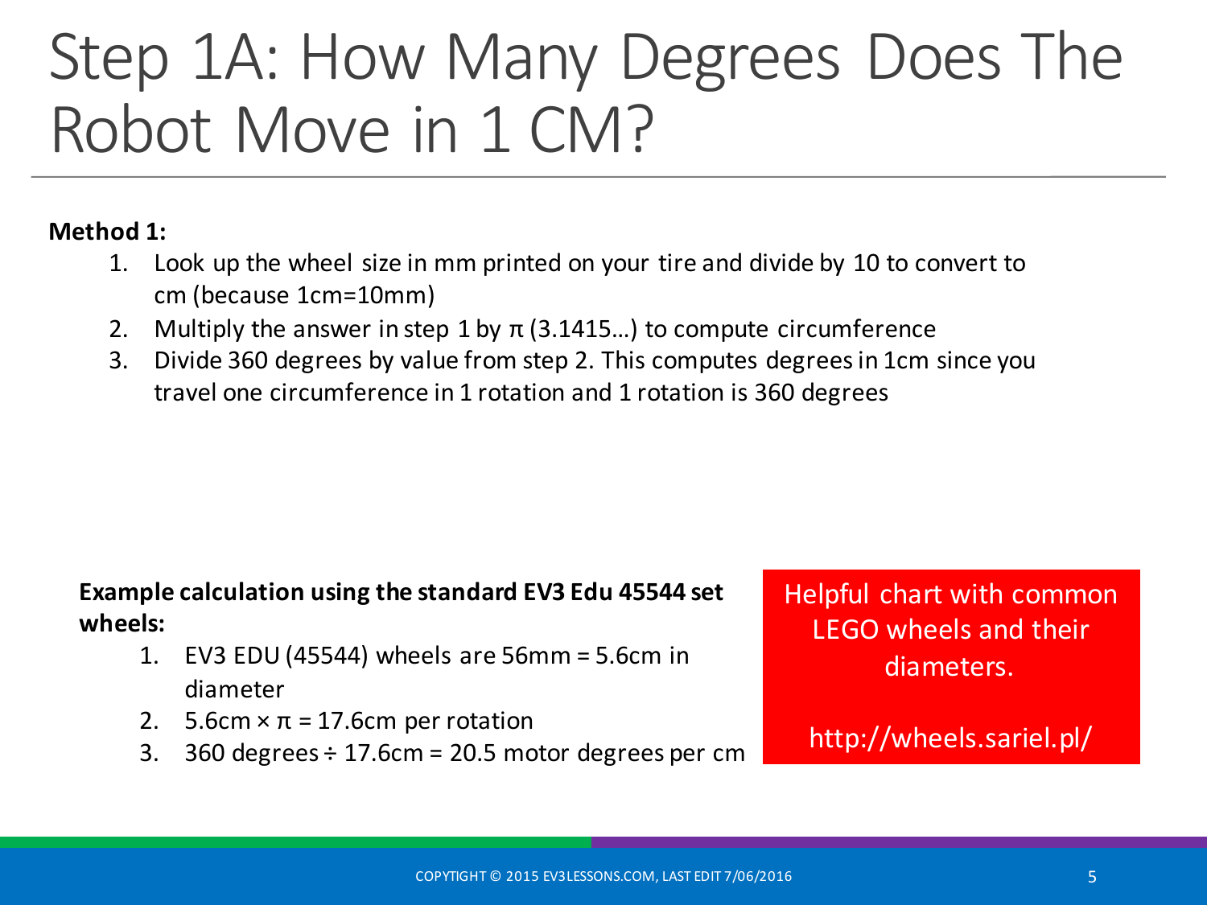# Step 1A: How Many Degrees Does The Robot Move in 1 CM?

**Method 1:**

1. Look up the wheel size in mm printed on your tire and divide by 10 to convert to cm (because 1cm=10mm)
2. Multiply the answer in step 1 by π (3.1415…) to compute circumference
3. Divide 360 degrees by value from step 2. This computes degrees in 1cm since you travel one circumference in 1 rotation and 1 rotation is 360 degrees

**Example calculation using the standard EV3 Edu 45544 set wheels:**

1. EV3 EDU (45544) wheels are 56mm = 5.6cm in diameter
2. 5.6cm × π = 17.6cm per rotation
3. 360 degrees ÷ 17.6cm = 20.5 motor degrees per cm

Helpful chart with common LEGO wheels and their diameters.

http://wheels.sariel.pl/

COPYTIGHT © 2015 EV3LESSONS.COM, LAST EDIT 7/06/2016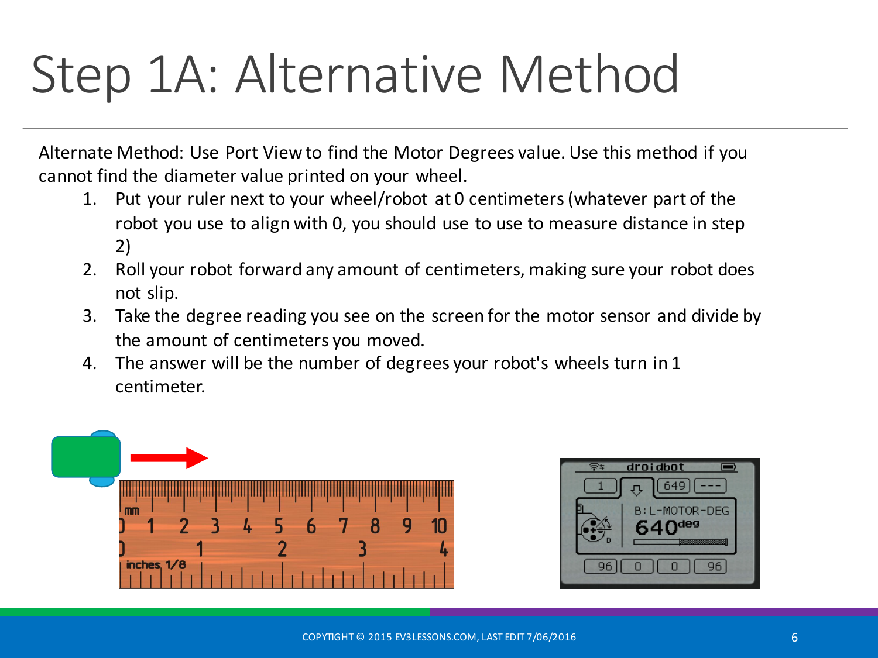# Step 1A: Alternative Method

Alternate Method: Use Port View to find the Motor Degrees value. Use this method if you cannot find the diameter value printed on your wheel.

1. Put your ruler next to your wheel/robot at 0 centimeters (whatever part of the robot you use to align with 0, you should use to use to measure distance in step 2)
2. Roll your robot forward any amount of centimeters, making sure your robot does not slip.
3. Take the degree reading you see on the screen for the motor sensor and divide by the amount of centimeters you moved.
4. The answer will be the number of degrees your robot's wheels turn in 1 centimeter.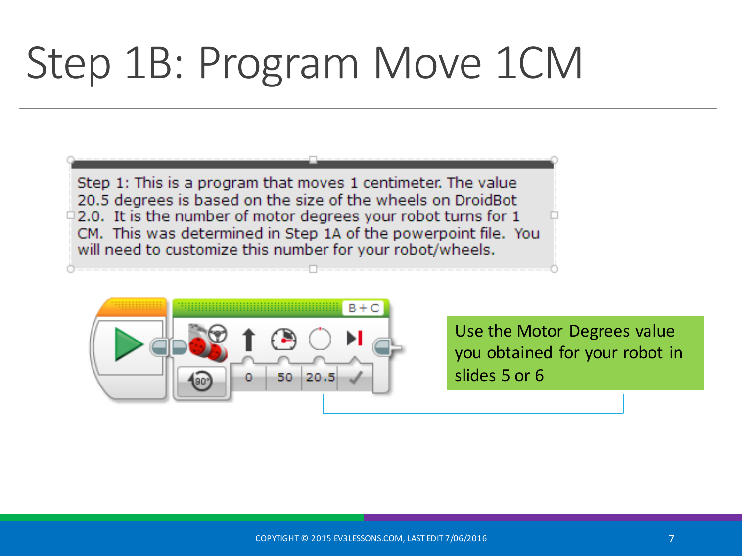# Step 1B: Program Move 1CM

Step 1: This is a program that moves 1 centimeter. The value 20.5 degrees is based on the size of the wheels on DroidBot 2.0. It is the number of motor degrees your robot turns for 1 CM. This was determined in Step 1A of the powerpoint file. You will need to customize this number for your robot/wheels.

B + C

0 50 20.5

Use the Motor Degrees value you obtained for your robot in slides 5 or 6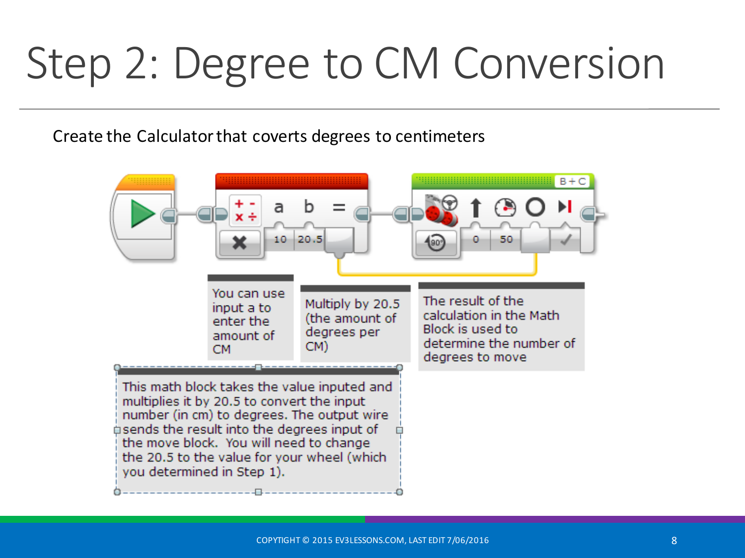# Step 2: Degree to CM Conversion

Create the Calculator that coverts degrees to centimeters

You can use input a to enter the amount of CM

Multiply by 20.5 (the amount of degrees per CM)

The result of the calculation in the Math Block is used to determine the number of degrees to move

This math block takes the value inputed and multiplies it by 20.5 to convert the input number (in cm) to degrees. The output wire sends the result into the degrees input of the move block. You will need to change the 20.5 to the value for your wheel (which you determined in Step 1).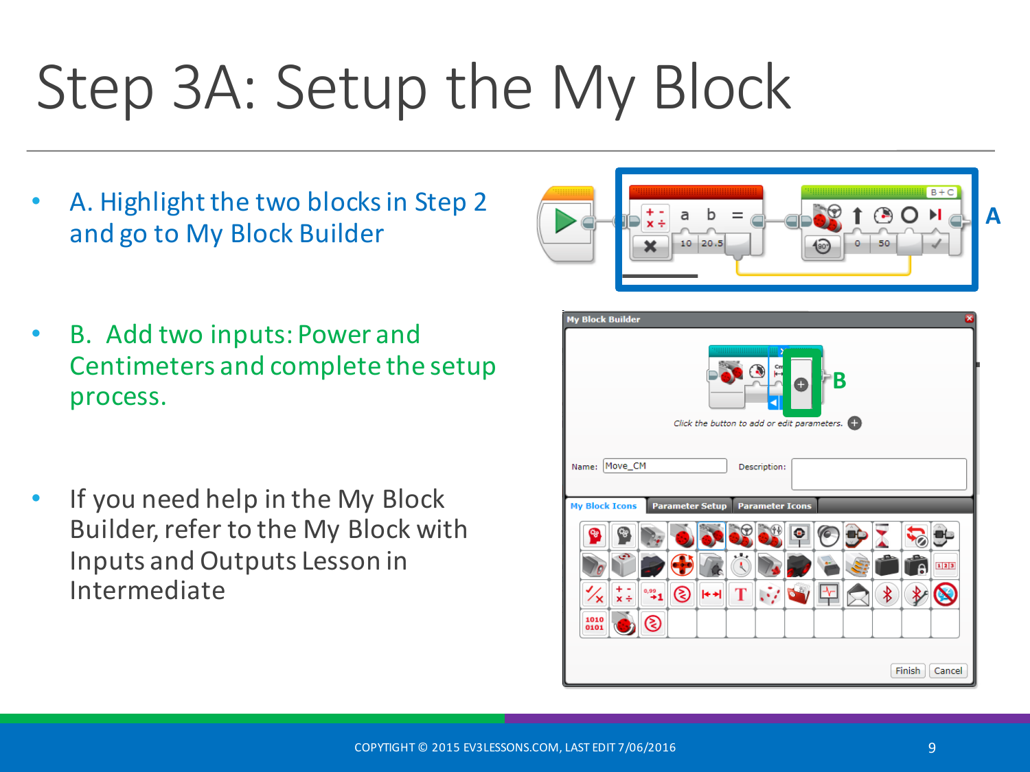# Step 3A: Setup the My Block

- A. Highlight the two blocks in Step 2 and go to My Block Builder
- B. Add two inputs: Power and Centimeters and complete the setup process.
- If you need help in the My Block Builder, refer to the My Block with Inputs and Outputs Lesson in Intermediate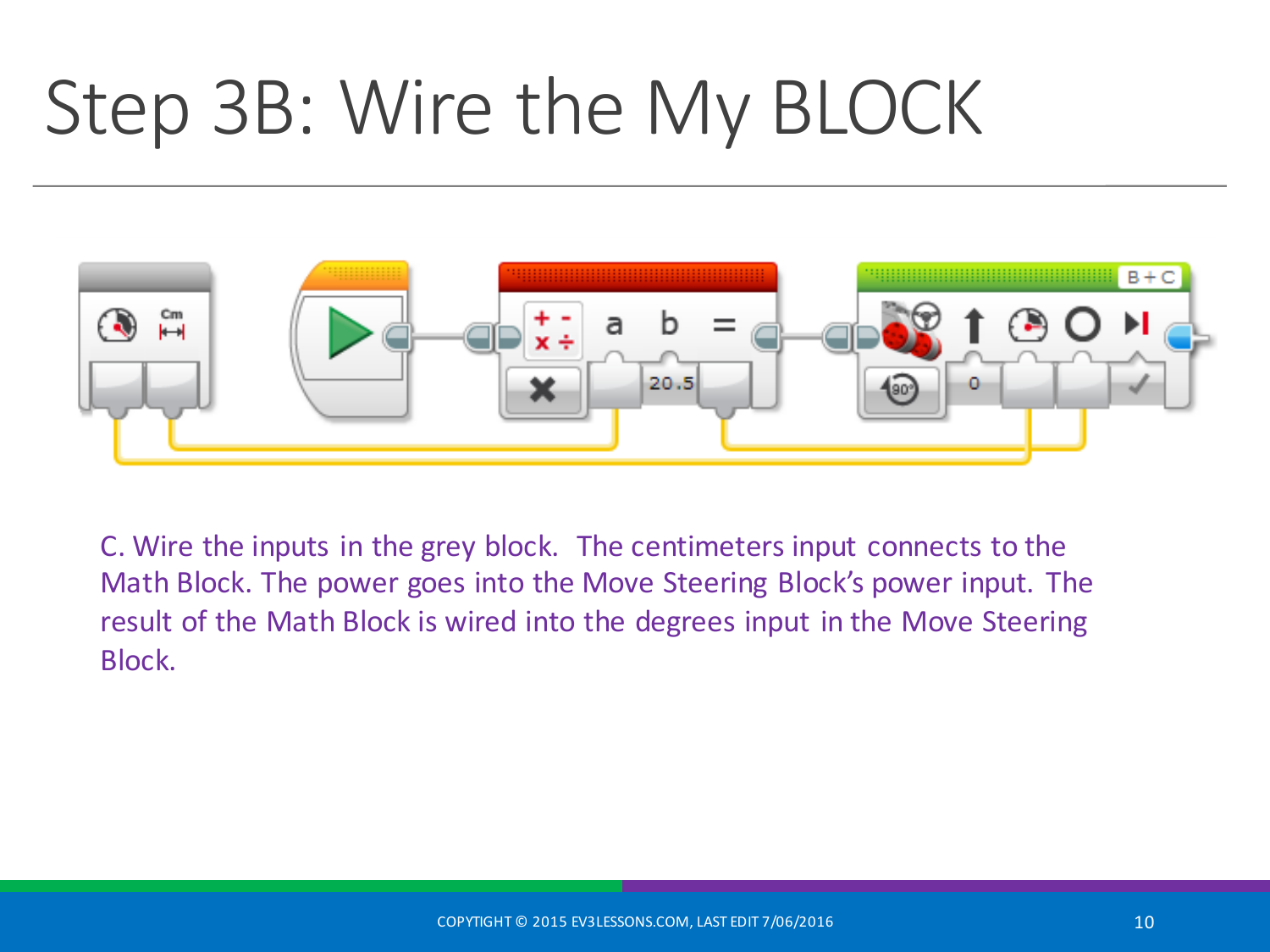# Step 3B: Wire the My BLOCK

C. Wire the inputs in the grey block. The centimeters input connects to the Math Block. The power goes into the Move Steering Block's power input. The result of the Math Block is wired into the degrees input in the Move Steering Block.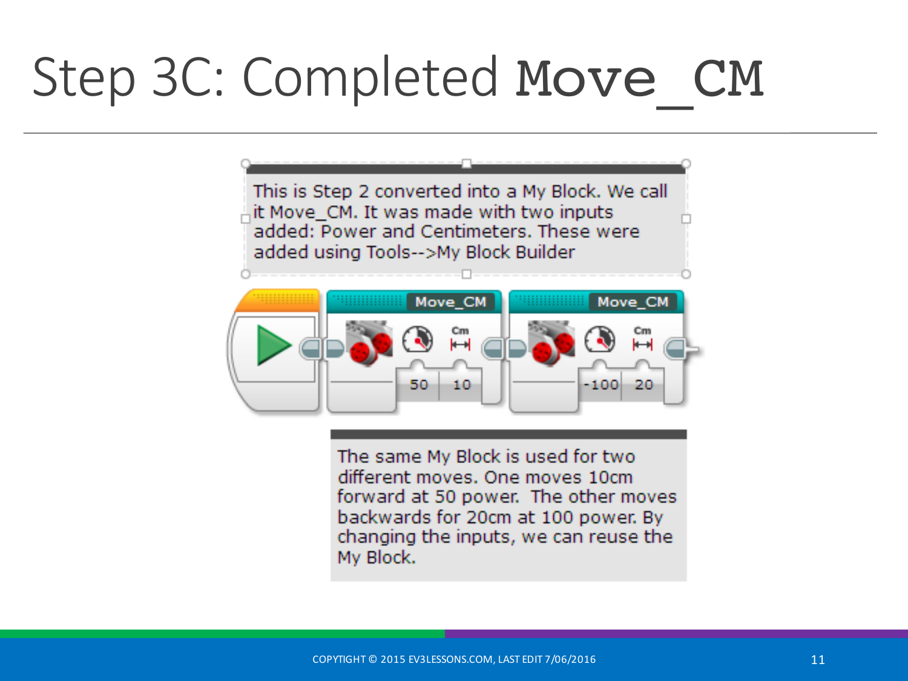# Step 3C: Completed Move_CM

This is Step 2 converted into a My Block. We call it Move_CM. It was made with two inputs added: Power and Centimeters. These were added using Tools-->My Block Builder

Move_CM — 50, 10

Move_CM — -100, 20

The same My Block is used for two different moves. One moves 10cm forward at 50 power. The other moves backwards for 20cm at 100 power. By changing the inputs, we can reuse the My Block.

COPYTIGHT © 2015 EV3LESSONS.COM, LAST EDIT 7/06/2016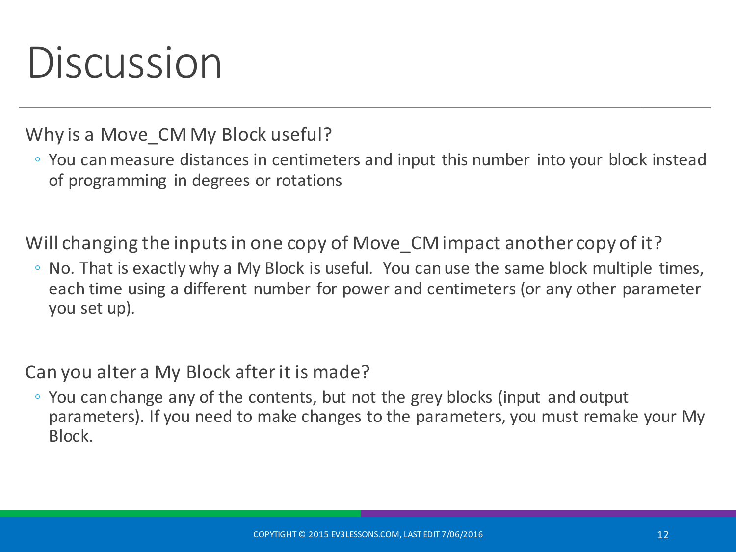# Discussion

Why is a Move_CM My Block useful?

- You can measure distances in centimeters and input this number into your block instead of programming in degrees or rotations

Will changing the inputs in one copy of Move_CM impact another copy of it?

- No. That is exactly why a My Block is useful. You can use the same block multiple times, each time using a different number for power and centimeters (or any other parameter you set up).

Can you alter a My Block after it is made?

- You can change any of the contents, but not the grey blocks (input and output parameters). If you need to make changes to the parameters, you must remake your My Block.

COPYTIGHT © 2015 EV3LESSONS.COM, LAST EDIT 7/06/2016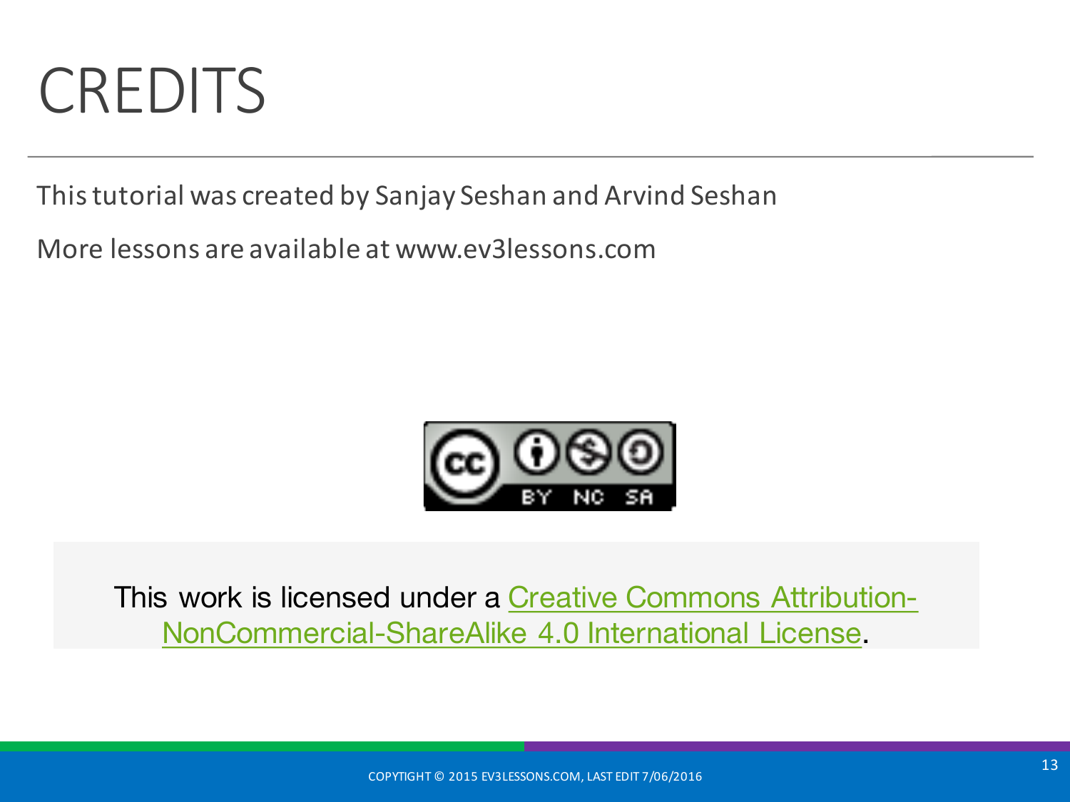# CREDITS

This tutorial was created by Sanjay Seshan and Arvind Seshan

More lessons are available at www.ev3lessons.com

This work is licensed under a Creative Commons Attribution-NonCommercial-ShareAlike 4.0 International License.